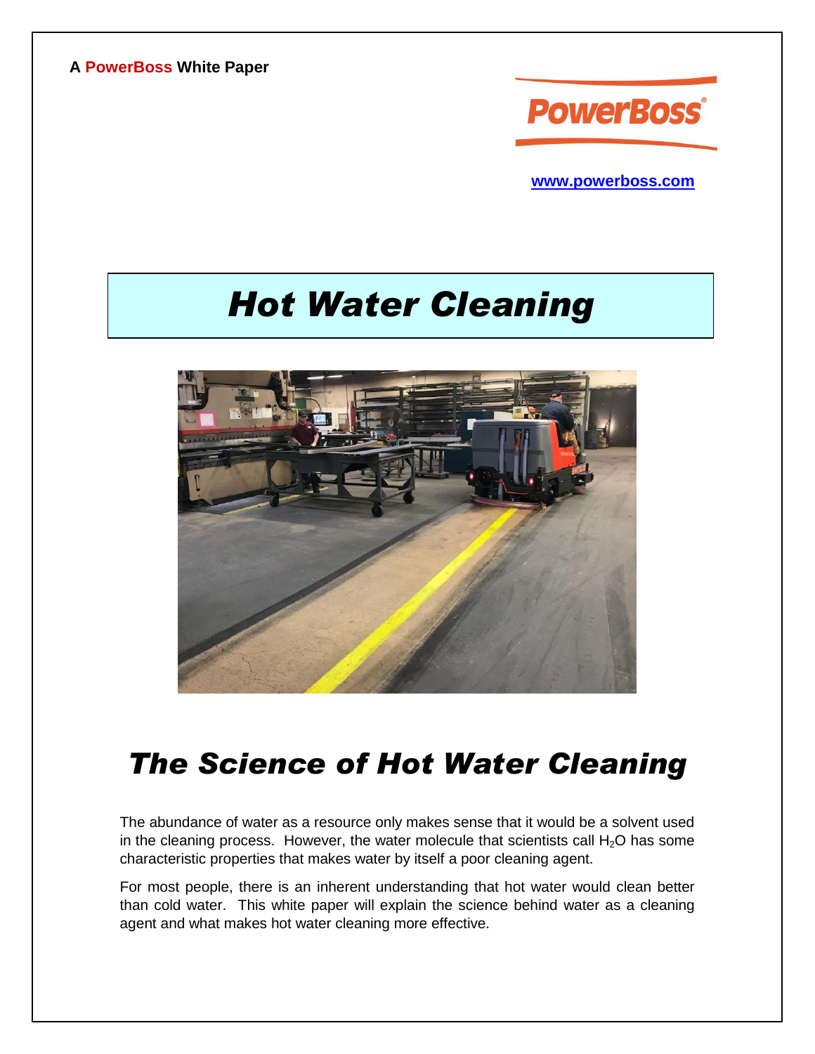A **PowerBoss** White Paper

PowerBoss

www.powerboss.com

# Hot Water Cleaning

## The Science of Hot Water Cleaning

The abundance of water as a resource only makes sense that it would be a solvent used in the cleaning process. However, the water molecule that scientists call $H_2O$ has some characteristic properties that makes water by itself a poor cleaning agent.

For most people, there is an inherent understanding that hot water would clean better than cold water. This white paper will explain the science behind water as a cleaning agent and what makes hot water cleaning more effective.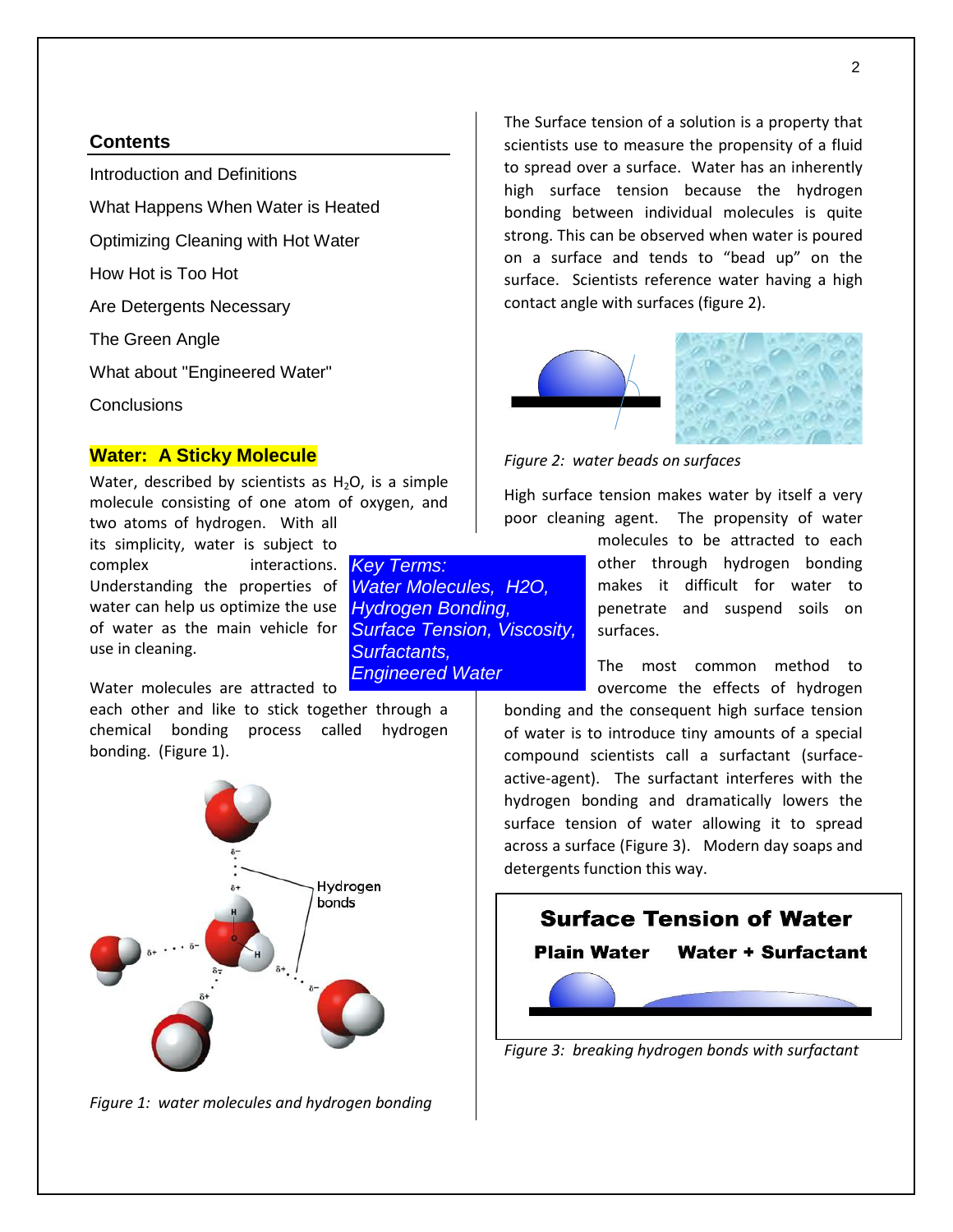## Contents

Introduction and Definitions

What Happens When Water is Heated

Optimizing Cleaning with Hot Water

How Hot is Too Hot

Are Detergents Necessary

The Green Angle

What about "Engineered Water"

Conclusions

## Water: A Sticky Molecule

Water, described by scientists as $H_2O$, is a simple molecule consisting of one atom of oxygen, and two atoms of hydrogen. With all its simplicity, water is subject to complex interactions. Understanding the properties of water can help us optimize the use of water as the main vehicle for use in cleaning.

*Key Terms: Water Molecules, H2O, Hydrogen Bonding, Surface Tension, Viscosity, Surfactants, Engineered Water*

Water molecules are attracted to each other and like to stick together through a chemical bonding process called hydrogen bonding. (Figure 1).

*Figure 1: water molecules and hydrogen bonding*

The Surface tension of a solution is a property that scientists use to measure the propensity of a fluid to spread over a surface. Water has an inherently high surface tension because the hydrogen bonding between individual molecules is quite strong. This can be observed when water is poured on a surface and tends to "bead up" on the surface. Scientists reference water having a high contact angle with surfaces (figure 2).

*Figure 2: water beads on surfaces*

High surface tension makes water by itself a very poor cleaning agent. The propensity of water molecules to be attracted to each other through hydrogen bonding makes it difficult for water to penetrate and suspend soils on surfaces.

The most common method to overcome the effects of hydrogen bonding and the consequent high surface tension of water is to introduce tiny amounts of a special compound scientists call a surfactant (surface-active-agent). The surfactant interferes with the hydrogen bonding and dramatically lowers the surface tension of water allowing it to spread across a surface (Figure 3). Modern day soaps and detergents function this way.

**Surface Tension of Water**

**Plain Water** **Water + Surfactant**

*Figure 3: breaking hydrogen bonds with surfactant*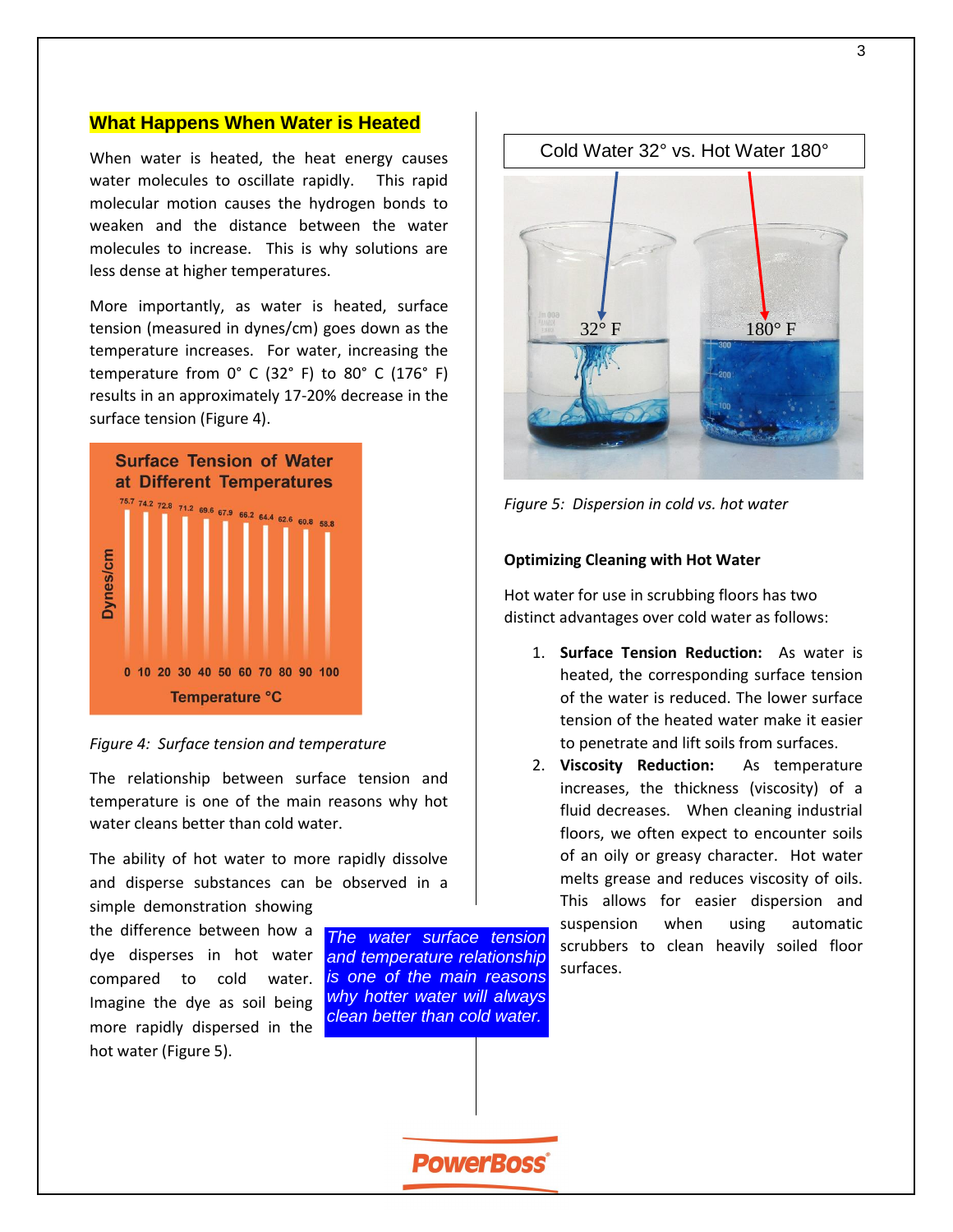## What Happens When Water is Heated

When water is heated, the heat energy causes water molecules to oscillate rapidly. This rapid molecular motion causes the hydrogen bonds to weaken and the distance between the water molecules to increase. This is why solutions are less dense at higher temperatures.

More importantly, as water is heated, surface tension (measured in dynes/cm) goes down as the temperature increases. For water, increasing the temperature from 0° C (32° F) to 80° C (176° F) results in an approximately 17-20% decrease in the surface tension (Figure 4).

**Surface Tension of Water at Different Temperatures**

| Temperature °C | 0 | 10 | 20 | 30 | 40 | 50 | 60 | 70 | 80 | 90 | 100 |
|---|---|---|---|---|---|---|---|---|---|---|---|
| Dynes/cm | 75.7 | 74.2 | 72.8 | 71.2 | 69.6 | 67.9 | 66.2 | 64.4 | 62.6 | 60.8 | 58.8 |

*Figure 4: Surface tension and temperature*

The relationship between surface tension and temperature is one of the main reasons why hot water cleans better than cold water.

The ability of hot water to more rapidly dissolve and disperse substances can be observed in a simple demonstration showing the difference between how a dye disperses in hot water compared to cold water. Imagine the dye as soil being more rapidly dispersed in the hot water (Figure 5).

*The water surface tension and temperature relationship is one of the main reasons why hotter water will always clean better than cold water.*

Cold Water 32° vs. Hot Water 180°

32° F &nbsp;&nbsp;&nbsp; 180° F

*Figure 5: Dispersion in cold vs. hot water*

**Optimizing Cleaning with Hot Water**

Hot water for use in scrubbing floors has two distinct advantages over cold water as follows:

1. **Surface Tension Reduction:** As water is heated, the corresponding surface tension of the water is reduced. The lower surface tension of the heated water make it easier to penetrate and lift soils from surfaces.
2. **Viscosity Reduction:** As temperature increases, the thickness (viscosity) of a fluid decreases. When cleaning industrial floors, we often expect to encounter soils of an oily or greasy character. Hot water melts grease and reduces viscosity of oils. This allows for easier dispersion and suspension when using automatic scrubbers to clean heavily soiled floor surfaces.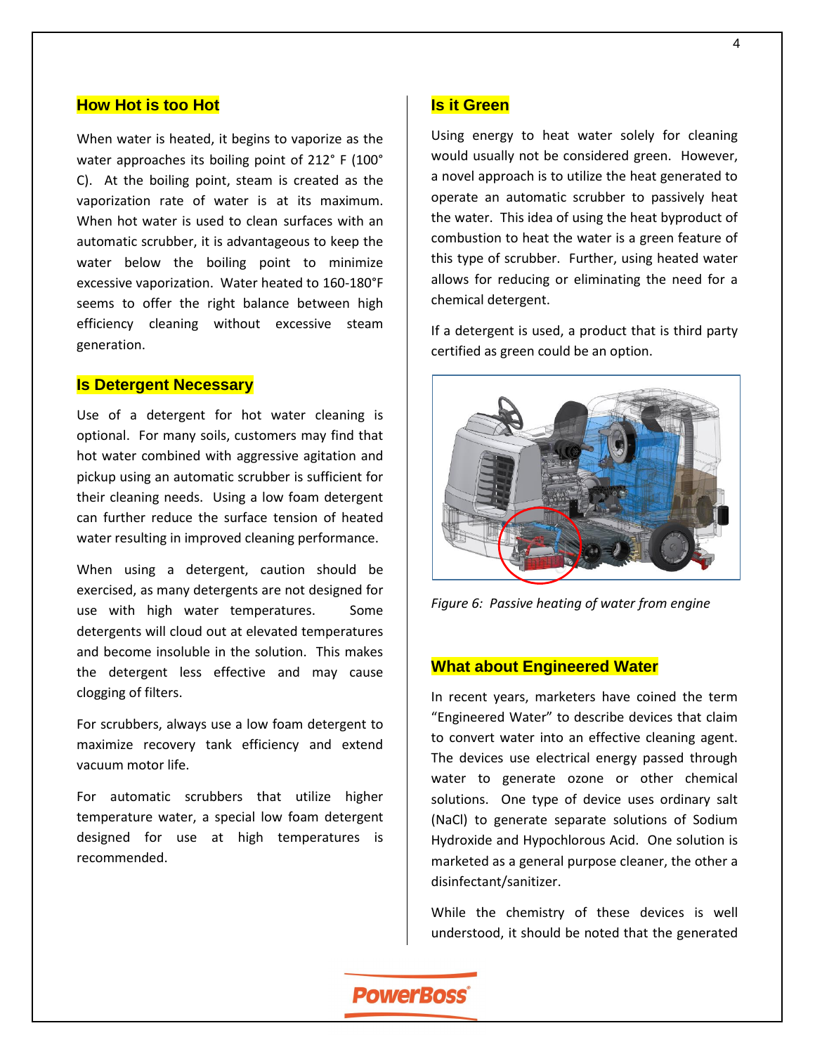## How Hot is too Hot

When water is heated, it begins to vaporize as the water approaches its boiling point of 212° F (100° C). At the boiling point, steam is created as the vaporization rate of water is at its maximum. When hot water is used to clean surfaces with an automatic scrubber, it is advantageous to keep the water below the boiling point to minimize excessive vaporization. Water heated to 160-180°F seems to offer the right balance between high efficiency cleaning without excessive steam generation.

## Is Detergent Necessary

Use of a detergent for hot water cleaning is optional. For many soils, customers may find that hot water combined with aggressive agitation and pickup using an automatic scrubber is sufficient for their cleaning needs. Using a low foam detergent can further reduce the surface tension of heated water resulting in improved cleaning performance.

When using a detergent, caution should be exercised, as many detergents are not designed for use with high water temperatures. Some detergents will cloud out at elevated temperatures and become insoluble in the solution. This makes the detergent less effective and may cause clogging of filters.

For scrubbers, always use a low foam detergent to maximize recovery tank efficiency and extend vacuum motor life.

For automatic scrubbers that utilize higher temperature water, a special low foam detergent designed for use at high temperatures is recommended.

## Is it Green

Using energy to heat water solely for cleaning would usually not be considered green. However, a novel approach is to utilize the heat generated to operate an automatic scrubber to passively heat the water. This idea of using the heat byproduct of combustion to heat the water is a green feature of this type of scrubber. Further, using heated water allows for reducing or eliminating the need for a chemical detergent.

If a detergent is used, a product that is third party certified as green could be an option.

*Figure 6: Passive heating of water from engine*

## What about Engineered Water

In recent years, marketers have coined the term "Engineered Water" to describe devices that claim to convert water into an effective cleaning agent. The devices use electrical energy passed through water to generate ozone or other chemical solutions. One type of device uses ordinary salt (NaCl) to generate separate solutions of Sodium Hydroxide and Hypochlorous Acid. One solution is marketed as a general purpose cleaner, the other a disinfectant/sanitizer.

While the chemistry of these devices is well understood, it should be noted that the generated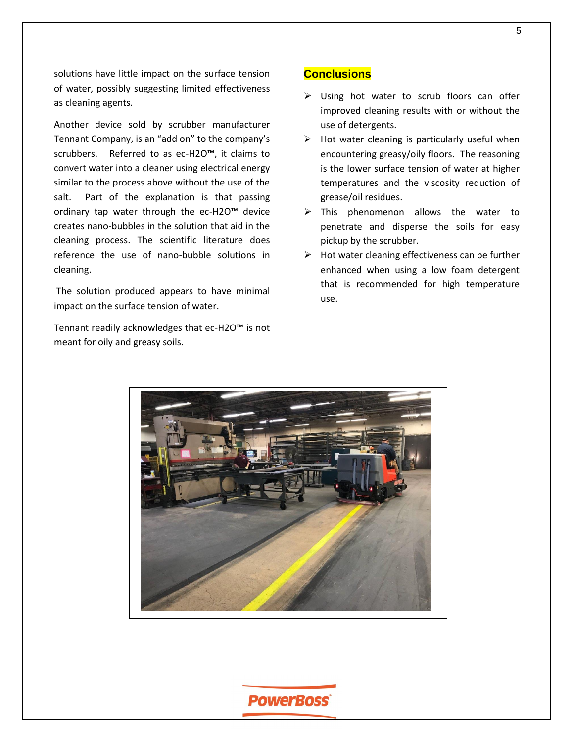solutions have little impact on the surface tension of water, possibly suggesting limited effectiveness as cleaning agents.

Another device sold by scrubber manufacturer Tennant Company, is an “add on” to the company’s scrubbers. Referred to as ec-H2O™, it claims to convert water into a cleaner using electrical energy similar to the process above without the use of the salt. Part of the explanation is that passing ordinary tap water through the ec-H2O™ device creates nano-bubbles in the solution that aid in the cleaning process. The scientific literature does reference the use of nano-bubble solutions in cleaning.

The solution produced appears to have minimal impact on the surface tension of water.

Tennant readily acknowledges that ec-H2O™ is not meant for oily and greasy soils.

## Conclusions

- Using hot water to scrub floors can offer improved cleaning results with or without the use of detergents.
- Hot water cleaning is particularly useful when encountering greasy/oily floors. The reasoning is the lower surface tension of water at higher temperatures and the viscosity reduction of grease/oil residues.
- This phenomenon allows the water to penetrate and disperse the soils for easy pickup by the scrubber.
- Hot water cleaning effectiveness can be further enhanced when using a low foam detergent that is recommended for high temperature use.